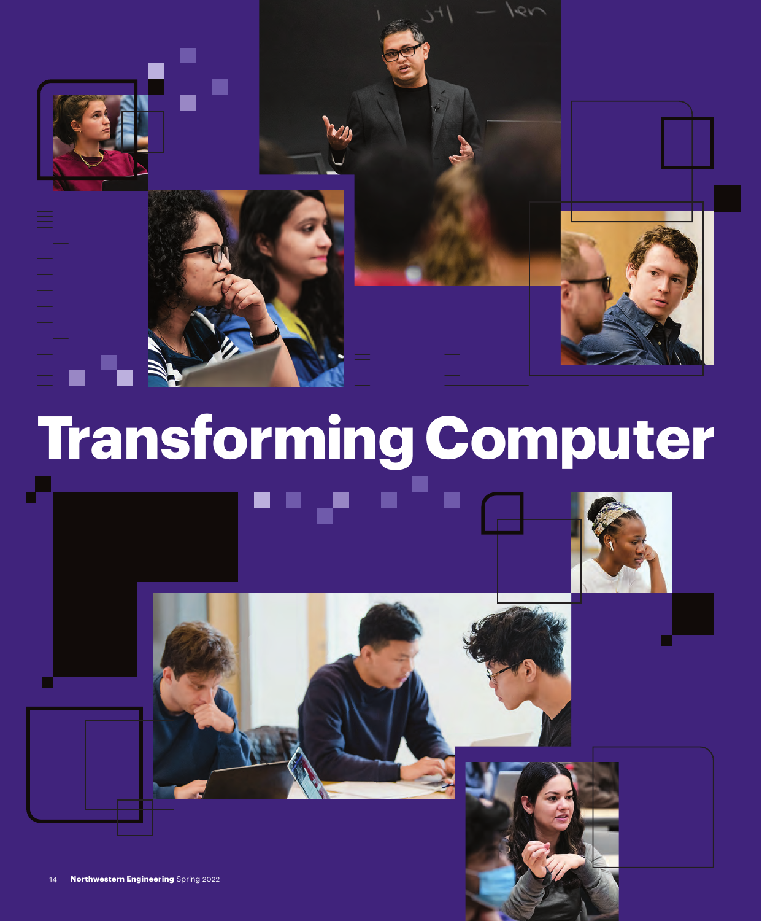# Transforming Computer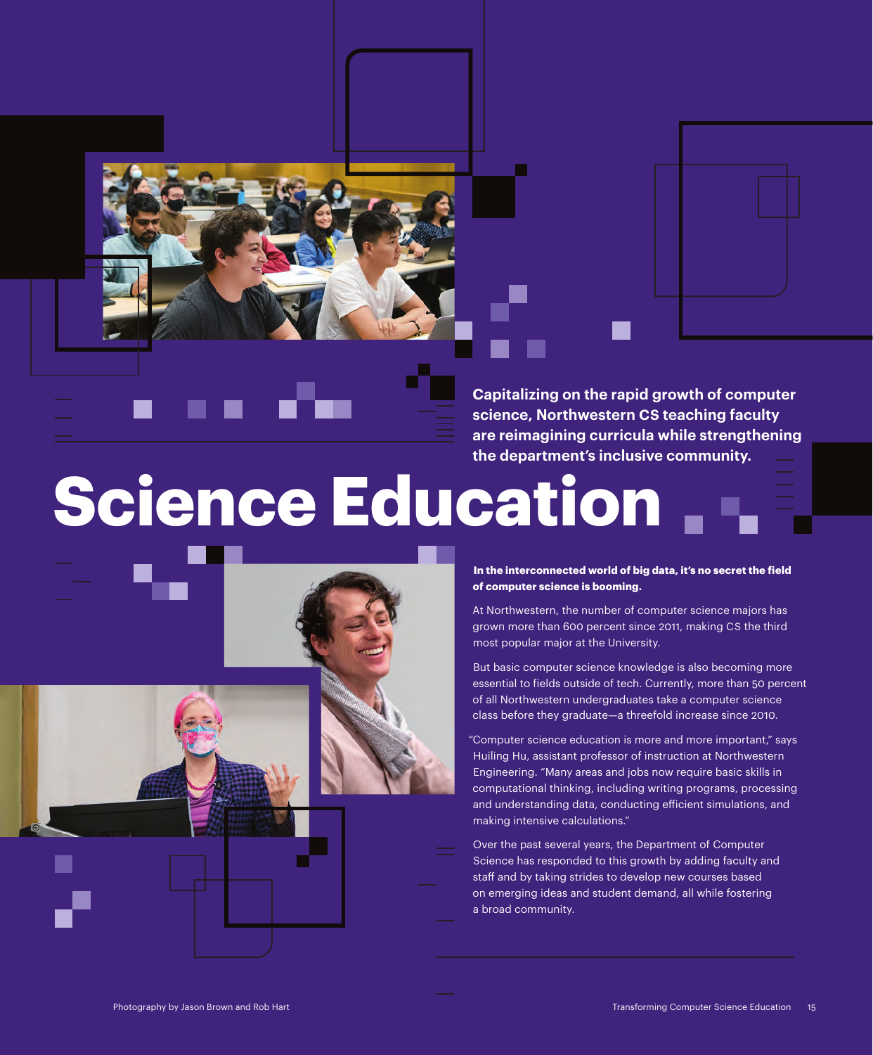Capitalizing on the rapid growth of computer science, Northwestern CS teaching faculty are reimagining curricula while strengthening the department's inclusive community.

# Science Education

**In the interconnected world of big data, it's no secret the field of computer science is booming.**

At Northwestern, the number of computer science majors has grown more than 600 percent since 2011, making CS the third most popular major at the University.

But basic computer science knowledge is also becoming more essential to fields outside of tech. Currently, more than 50 percent of all Northwestern undergraduates take a computer science class before they graduate—a threefold increase since 2010.

"Computer science education is more and more important," says Huiling Hu, assistant professor of instruction at Northwestern Engineering. "Many areas and jobs now require basic skills in computational thinking, including writing programs, processing and understanding data, conducting efficient simulations, and making intensive calculations."

Over the past several years, the Department of Computer Science has responded to this growth by adding faculty and staff and by taking strides to develop new courses based on emerging ideas and student demand, all while fostering a broad community.

Photography by Jason Brown and Rob Hart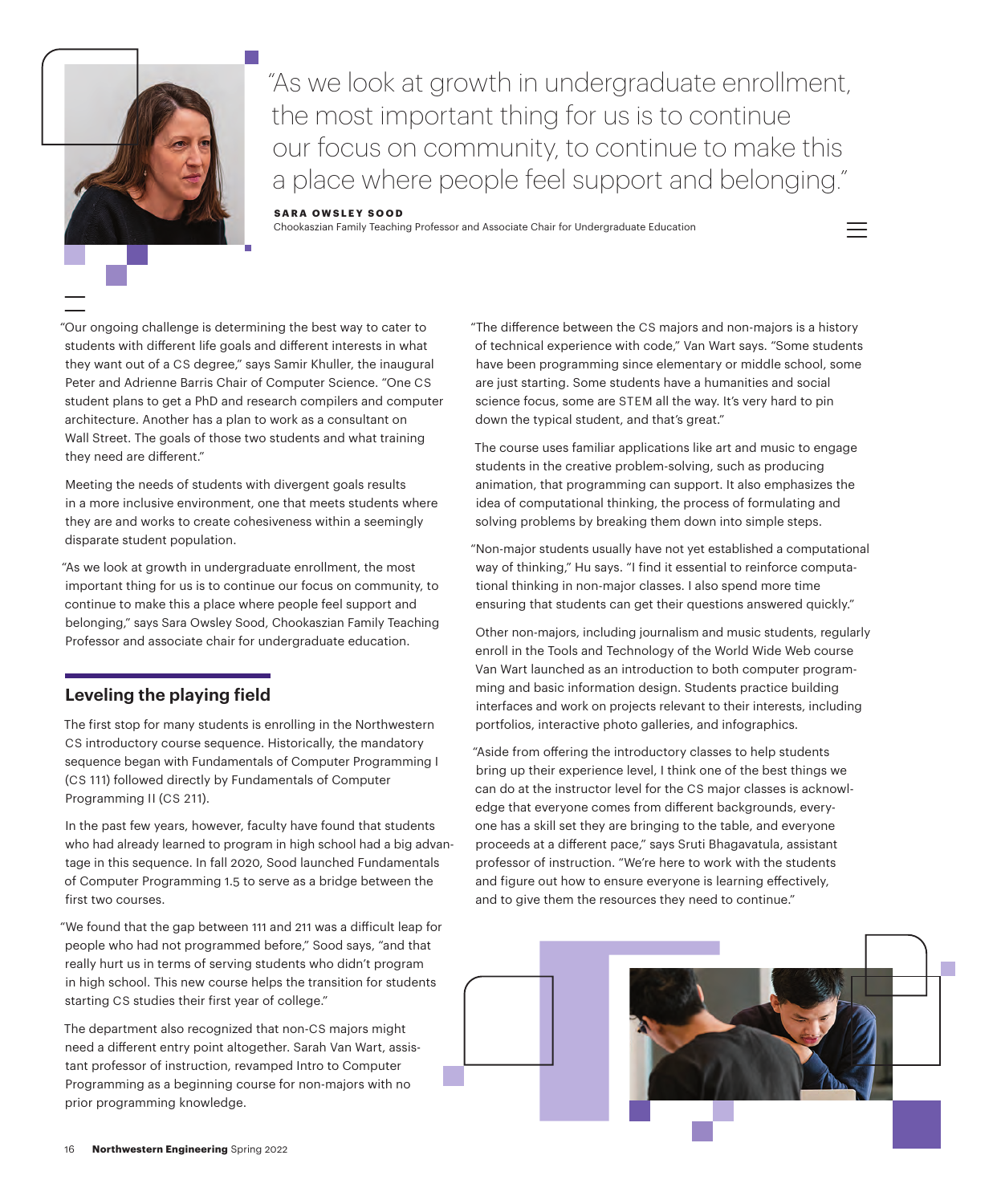> "As we look at growth in undergraduate enrollment, the most important thing for us is to continue our focus on community, to continue to make this a place where people feel support and belonging."
>
> **SARA OWSLEY SOOD**
> Chookaszian Family Teaching Professor and Associate Chair for Undergraduate Education

"Our ongoing challenge is determining the best way to cater to students with different life goals and different interests in what they want out of a CS degree," says Samir Khuller, the inaugural Peter and Adrienne Barris Chair of Computer Science. "One CS student plans to get a PhD and research compilers and computer architecture. Another has a plan to work as a consultant on Wall Street. The goals of those two students and what training they need are different."

Meeting the needs of students with divergent goals results in a more inclusive environment, one that meets students where they are and works to create cohesiveness within a seemingly disparate student population.

"As we look at growth in undergraduate enrollment, the most important thing for us is to continue our focus on community, to continue to make this a place where people feel support and belonging," says Sara Owsley Sood, Chookaszian Family Teaching Professor and associate chair for undergraduate education.

## Leveling the playing field

The first stop for many students is enrolling in the Northwestern CS introductory course sequence. Historically, the mandatory sequence began with Fundamentals of Computer Programming I (CS 111) followed directly by Fundamentals of Computer Programming II (CS 211).

In the past few years, however, faculty have found that students who had already learned to program in high school had a big advantage in this sequence. In fall 2020, Sood launched Fundamentals of Computer Programming 1.5 to serve as a bridge between the first two courses.

"We found that the gap between 111 and 211 was a difficult leap for people who had not programmed before," Sood says, "and that really hurt us in terms of serving students who didn't program in high school. This new course helps the transition for students starting CS studies their first year of college."

The department also recognized that non-CS majors might need a different entry point altogether. Sarah Van Wart, assistant professor of instruction, revamped Intro to Computer Programming as a beginning course for non-majors with no prior programming knowledge.

"The difference between the CS majors and non-majors is a history of technical experience with code," Van Wart says. "Some students have been programming since elementary or middle school, some are just starting. Some students have a humanities and social science focus, some are STEM all the way. It's very hard to pin down the typical student, and that's great."

The course uses familiar applications like art and music to engage students in the creative problem-solving, such as producing animation, that programming can support. It also emphasizes the idea of computational thinking, the process of formulating and solving problems by breaking them down into simple steps.

"Non-major students usually have not yet established a computational way of thinking," Hu says. "I find it essential to reinforce computational thinking in non-major classes. I also spend more time ensuring that students can get their questions answered quickly."

Other non-majors, including journalism and music students, regularly enroll in the Tools and Technology of the World Wide Web course Van Wart launched as an introduction to both computer programming and basic information design. Students practice building interfaces and work on projects relevant to their interests, including portfolios, interactive photo galleries, and infographics.

"Aside from offering the introductory classes to help students bring up their experience level, I think one of the best things we can do at the instructor level for the CS major classes is acknowledge that everyone comes from different backgrounds, everyone has a skill set they are bringing to the table, and everyone proceeds at a different pace," says Sruti Bhagavatula, assistant professor of instruction. "We're here to work with the students and figure out how to ensure everyone is learning effectively, and to give them the resources they need to continue."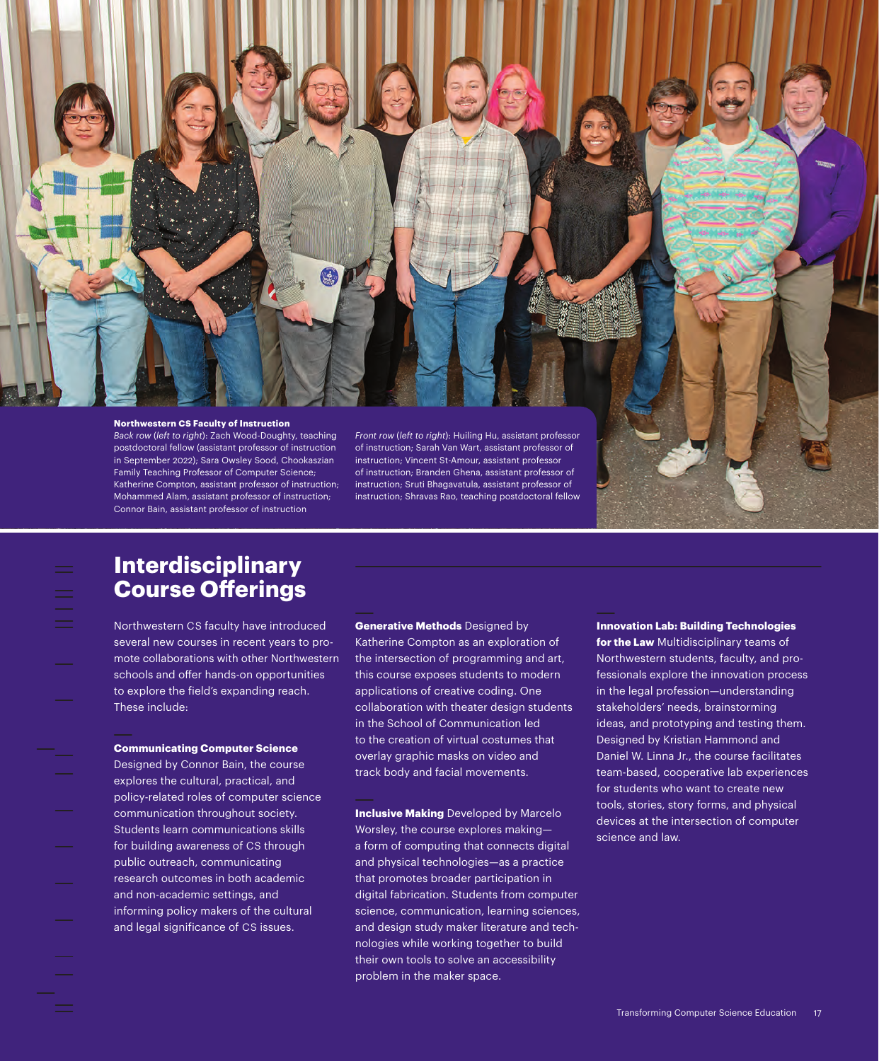**Northwestern CS Faculty of Instruction**

*Back row (left to right)*: Zach Wood-Doughty, teaching postdoctoral fellow (assistant professor of instruction in September 2022); Sara Owsley Sood, Chookaszian Family Teaching Professor of Computer Science; Katherine Compton, assistant professor of instruction; Mohammed Alam, assistant professor of instruction; Connor Bain, assistant professor of instruction

*Front row (left to right)*: Huiling Hu, assistant professor of instruction; Sarah Van Wart, assistant professor of instruction; Vincent St-Amour, assistant professor of instruction; Branden Ghena, assistant professor of instruction; Sruti Bhagavatula, assistant professor of instruction; Shravas Rao, teaching postdoctoral fellow

# Interdisciplinary Course Offerings

Northwestern CS faculty have introduced several new courses in recent years to promote collaborations with other Northwestern schools and offer hands-on opportunities to explore the field's expanding reach. These include:

**Communicating Computer Science** Designed by Connor Bain, the course explores the cultural, practical, and policy-related roles of computer science communication throughout society. Students learn communications skills for building awareness of CS through public outreach, communicating research outcomes in both academic and non-academic settings, and informing policy makers of the cultural and legal significance of CS issues.

**Generative Methods** Designed by Katherine Compton as an exploration of the intersection of programming and art, this course exposes students to modern applications of creative coding. One collaboration with theater design students in the School of Communication led to the creation of virtual costumes that overlay graphic masks on video and track body and facial movements.

**Inclusive Making** Developed by Marcelo Worsley, the course explores making—a form of computing that connects digital and physical technologies—as a practice that promotes broader participation in digital fabrication. Students from computer science, communication, learning sciences, and design study maker literature and technologies while working together to build their own tools to solve an accessibility problem in the maker space.

**Innovation Lab: Building Technologies for the Law** Multidisciplinary teams of Northwestern students, faculty, and professionals explore the innovation process in the legal profession—understanding stakeholders' needs, brainstorming ideas, and prototyping and testing them. Designed by Kristian Hammond and Daniel W. Linna Jr., the course facilitates team-based, cooperative lab experiences for students who want to create new tools, stories, story forms, and physical devices at the intersection of computer science and law.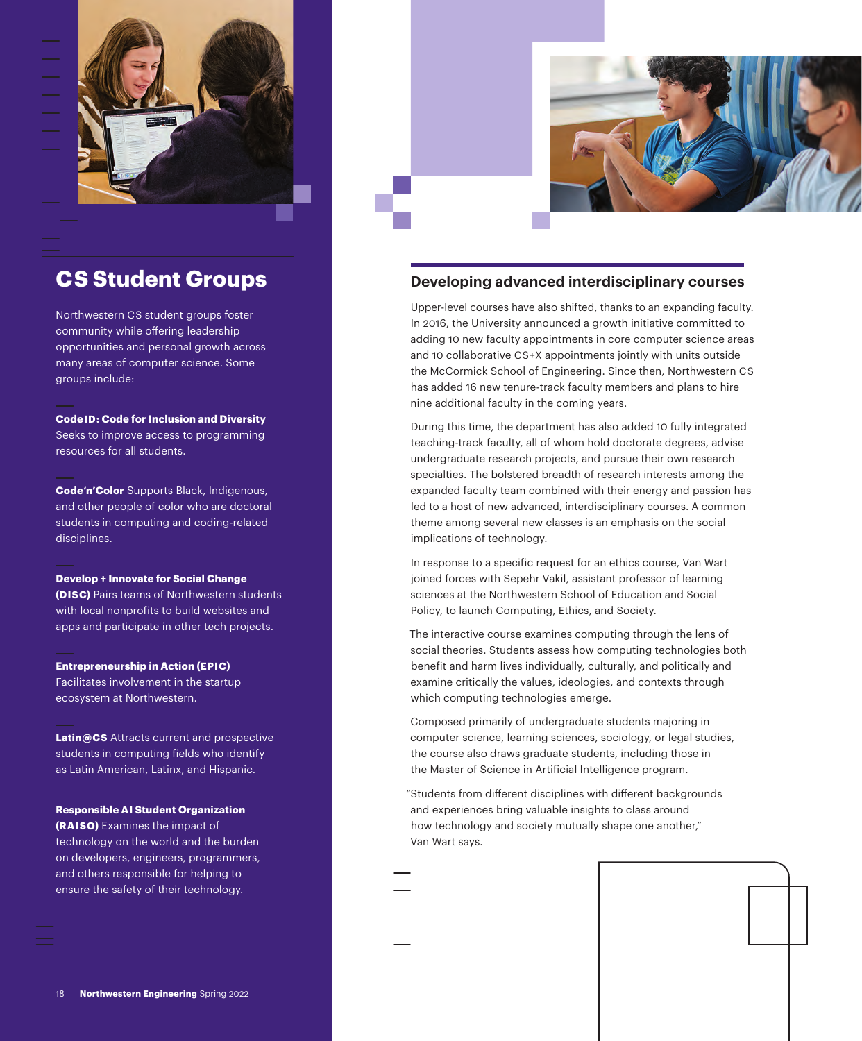## CS Student Groups

Northwestern CS student groups foster community while offering leadership opportunities and personal growth across many areas of computer science. Some groups include:

**CodeID: Code for Inclusion and Diversity** Seeks to improve access to programming resources for all students.

**Code'n'Color** Supports Black, Indigenous, and other people of color who are doctoral students in computing and coding-related disciplines.

**Develop + Innovate for Social Change (DISC)** Pairs teams of Northwestern students with local nonprofits to build websites and apps and participate in other tech projects.

**Entrepreneurship in Action (EPIC)** Facilitates involvement in the startup ecosystem at Northwestern.

**Latin@CS** Attracts current and prospective students in computing fields who identify as Latin American, Latinx, and Hispanic.

**Responsible AI Student Organization (RAISO)** Examines the impact of technology on the world and the burden on developers, engineers, programmers, and others responsible for helping to ensure the safety of their technology.

### Developing advanced interdisciplinary courses

Upper-level courses have also shifted, thanks to an expanding faculty. In 2016, the University announced a growth initiative committed to adding 10 new faculty appointments in core computer science areas and 10 collaborative CS+X appointments jointly with units outside the McCormick School of Engineering. Since then, Northwestern CS has added 16 new tenure-track faculty members and plans to hire nine additional faculty in the coming years.

During this time, the department has also added 10 fully integrated teaching-track faculty, all of whom hold doctorate degrees, advise undergraduate research projects, and pursue their own research specialties. The bolstered breadth of research interests among the expanded faculty team combined with their energy and passion has led to a host of new advanced, interdisciplinary courses. A common theme among several new classes is an emphasis on the social implications of technology.

In response to a specific request for an ethics course, Van Wart joined forces with Sepehr Vakil, assistant professor of learning sciences at the Northwestern School of Education and Social Policy, to launch Computing, Ethics, and Society.

The interactive course examines computing through the lens of social theories. Students assess how computing technologies both benefit and harm lives individually, culturally, and politically and examine critically the values, ideologies, and contexts through which computing technologies emerge.

Composed primarily of undergraduate students majoring in computer science, learning sciences, sociology, or legal studies, the course also draws graduate students, including those in the Master of Science in Artificial Intelligence program.

"Students from different disciplines with different backgrounds and experiences bring valuable insights to class around how technology and society mutually shape one another," Van Wart says.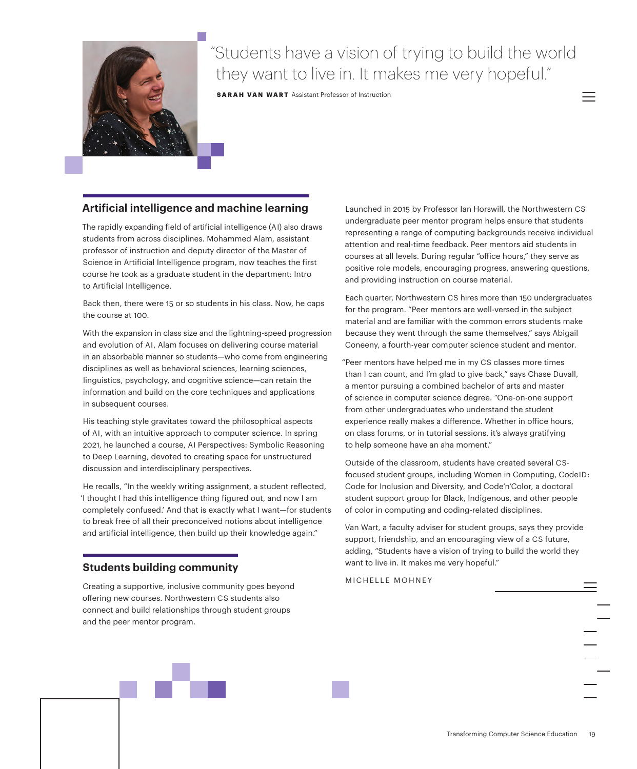> "Students have a vision of trying to build the world they want to live in. It makes me very hopeful."
>
> **SARAH VAN WART** Assistant Professor of Instruction

## Artificial intelligence and machine learning

The rapidly expanding field of artificial intelligence (AI) also draws students from across disciplines. Mohammed Alam, assistant professor of instruction and deputy director of the Master of Science in Artificial Intelligence program, now teaches the first course he took as a graduate student in the department: Intro to Artificial Intelligence.

Back then, there were 15 or so students in his class. Now, he caps the course at 100.

With the expansion in class size and the lightning-speed progression and evolution of AI, Alam focuses on delivering course material in an absorbable manner so students—who come from engineering disciplines as well as behavioral sciences, learning sciences, linguistics, psychology, and cognitive science—can retain the information and build on the core techniques and applications in subsequent courses.

His teaching style gravitates toward the philosophical aspects of AI, with an intuitive approach to computer science. In spring 2021, he launched a course, AI Perspectives: Symbolic Reasoning to Deep Learning, devoted to creating space for unstructured discussion and interdisciplinary perspectives.

He recalls, "In the weekly writing assignment, a student reflected, 'I thought I had this intelligence thing figured out, and now I am completely confused.' And that is exactly what I want—for students to break free of all their preconceived notions about intelligence and artificial intelligence, then build up their knowledge again."

## Students building community

Creating a supportive, inclusive community goes beyond offering new courses. Northwestern CS students also connect and build relationships through student groups and the peer mentor program.

Launched in 2015 by Professor Ian Horswill, the Northwestern CS undergraduate peer mentor program helps ensure that students representing a range of computing backgrounds receive individual attention and real-time feedback. Peer mentors aid students in courses at all levels. During regular "office hours," they serve as positive role models, encouraging progress, answering questions, and providing instruction on course material.

Each quarter, Northwestern CS hires more than 150 undergraduates for the program. "Peer mentors are well-versed in the subject material and are familiar with the common errors students make because they went through the same themselves," says Abigail Coneeny, a fourth-year computer science student and mentor.

"Peer mentors have helped me in my CS classes more times than I can count, and I'm glad to give back," says Chase Duvall, a mentor pursuing a combined bachelor of arts and master of science in computer science degree. "One-on-one support from other undergraduates who understand the student experience really makes a difference. Whether in office hours, on class forums, or in tutorial sessions, it's always gratifying to help someone have an aha moment."

Outside of the classroom, students have created several CS-focused student groups, including Women in Computing, CodeID: Code for Inclusion and Diversity, and Code'n'Color, a doctoral student support group for Black, Indigenous, and other people of color in computing and coding-related disciplines.

Van Wart, a faculty adviser for student groups, says they provide support, friendship, and an encouraging view of a CS future, adding, "Students have a vision of trying to build the world they want to live in. It makes me very hopeful."

MICHELLE MOHNEY